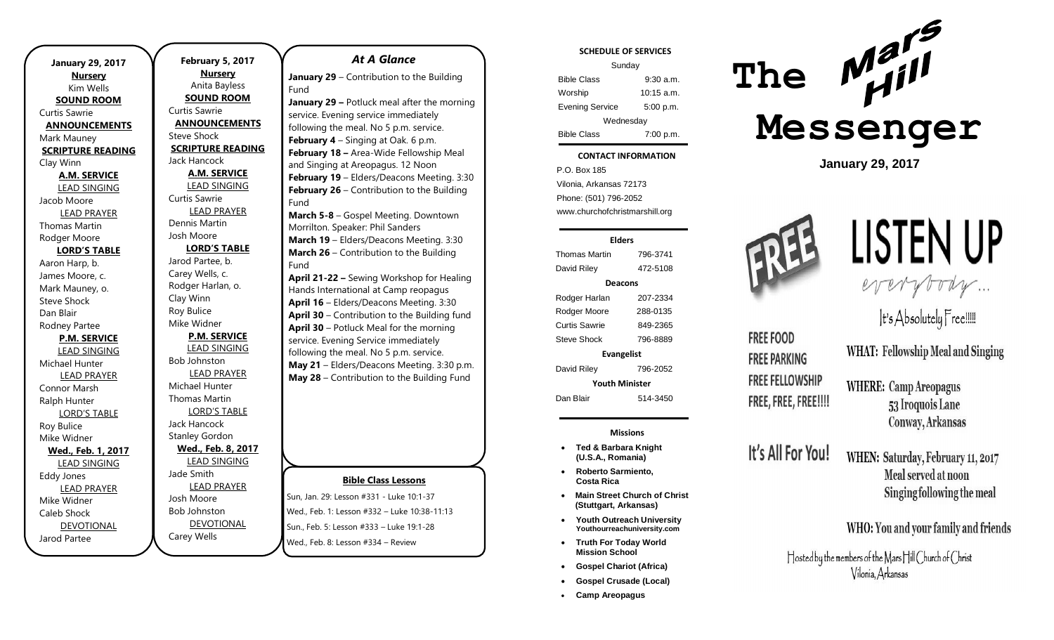**January 29, 2017**

**Nursery**
Kim Wells

**SOUND ROOM**
Curtis Sawrie

**ANNOUNCEMENTS**
Mark Mauney

**SCRIPTURE READING**
Clay Winn

**A.M. SERVICE**

LEAD SINGING
Jacob Moore

LEAD PRAYER
Thomas Martin
Rodger Moore

**LORD'S TABLE**
Aaron Harp, b.
James Moore, c.
Mark Mauney, o.
Steve Shock
Dan Blair
Rodney Partee

**P.M. SERVICE**

LEAD SINGING
Michael Hunter

LEAD PRAYER
Connor Marsh
Ralph Hunter

LORD'S TABLE
Roy Bulice
Mike Widner

**Wed., Feb. 1, 2017**

LEAD SINGING
Eddy Jones

LEAD PRAYER
Mike Widner
Caleb Shock

DEVOTIONAL
Jarod Partee

**February 5, 2017**

**Nursery**
Anita Bayless

**SOUND ROOM**
Curtis Sawrie

**ANNOUNCEMENTS**
Steve Shock

**SCRIPTURE READING**
Jack Hancock

**A.M. SERVICE**

LEAD SINGING
Curtis Sawrie

LEAD PRAYER
Dennis Martin
Josh Moore

**LORD'S TABLE**
Jarod Partee, b.
Carey Wells, c.
Rodger Harlan, o.
Clay Winn
Roy Bulice
Mike Widner

**P.M. SERVICE**

LEAD SINGING
Bob Johnston

LEAD PRAYER
Michael Hunter
Thomas Martin

LORD'S TABLE
Jack Hancock
Stanley Gordon

**Wed., Feb. 8, 2017**

LEAD SINGING
Jade Smith

LEAD PRAYER
Josh Moore
Bob Johnston

DEVOTIONAL
Carey Wells

## *At A Glance*

**January 29** – Contribution to the Building Fund
**January 29 –** Potluck meal after the morning service. Evening service immediately following the meal. No 5 p.m. service.
**February 4** – Singing at Oak. 6 p.m.
**February 18 –** Area-Wide Fellowship Meal and Singing at Areopagus. 12 Noon
**February 19** – Elders/Deacons Meeting. 3:30
**February 26** – Contribution to the Building Fund
**March 5-8** – Gospel Meeting. Downtown Morrilton. Speaker: Phil Sanders
**March 19** – Elders/Deacons Meeting. 3:30
**March 26** – Contribution to the Building Fund
**April 21-22 –** Sewing Workshop for Healing Hands International at Camp reopagus
**April 16** – Elders/Deacons Meeting. 3:30
**April 30** – Contribution to the Building fund
**April 30** – Potluck Meal for the morning service. Evening Service immediately following the meal. No 5 p.m. service.
**May 21** – Elders/Deacons Meeting. 3:30 p.m.
**May 28** – Contribution to the Building Fund

**Bible Class Lessons**

Sun, Jan. 29: Lesson #331 - Luke 10:1-37
Wed., Feb. 1: Lesson #332 – Luke 10:38-11:13
Sun., Feb. 5: Lesson #333 – Luke 19:1-28
Wed., Feb. 8: Lesson #334 – Review

**SCHEDULE OF SERVICES**

| Sunday | |
|---|---|
| Bible Class | 9:30 a.m. |
| Worship | 10:15 a.m. |
| Evening Service | 5:00 p.m. |
| Wednesday | |
| Bible Class | 7:00 p.m. |

**CONTACT INFORMATION**

P.O. Box 185
Vilonia, Arkansas 72173
Phone: (501) 796-2052
www.churchofchristmarshill.org

| **Elders** | |
|---|---|
| Thomas Martin | 796-3741 |
| David Riley | 472-5108 |
| **Deacons** | |
| Rodger Harlan | 207-2334 |
| Rodger Moore | 288-0135 |
| Curtis Sawrie | 849-2365 |
| Steve Shock | 796-8889 |
| **Evangelist** | |
| David Riley | 796-2052 |
| **Youth Minister** | |
| Dan Blair | 514-3450 |

**Missions**

- **Ted & Barbara Knight (U.S.A., Romania)**
- **Roberto Sarmiento, Costa Rica**
- **Main Street Church of Christ (Stuttgart, Arkansas)**
- **Youth Outreach University** Youthourreachuniversity.com
- **Truth For Today World Mission School**
- **Gospel Chariot (Africa)**
- **Gospel Crusade (Local)**
- **Camp Areopagus**

# The Mars Hill Messenger

**January 29, 2017**

FREE

# LISTEN UP
everybody...

It's Absolutely Free!!!!!

FREE FOOD
FREE PARKING
FREE FELLOWSHIP
FREE, FREE, FREE!!!!

It's All For You!

**WHAT:** Fellowship Meal and Singing

**WHERE:** Camp Areopagus
53 Iroquois Lane
Conway, Arkansas

**WHEN:** Saturday, February 11, 2017
Meal served at noon
Singing following the meal

**WHO:** You and your family and friends

Hosted by the members of the Mars Hill Church of Christ
Vilonia, Arkansas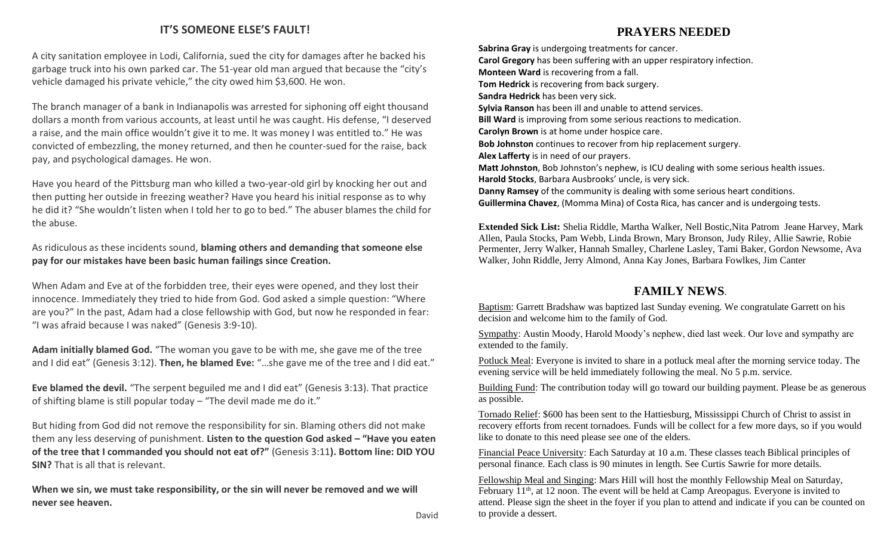## IT'S SOMEONE ELSE'S FAULT!

A city sanitation employee in Lodi, California, sued the city for damages after he backed his garbage truck into his own parked car. The 51-year old man argued that because the "city's vehicle damaged his private vehicle," the city owed him $3,600. He won.

The branch manager of a bank in Indianapolis was arrested for siphoning off eight thousand dollars a month from various accounts, at least until he was caught. His defense, "I deserved a raise, and the main office wouldn't give it to me. It was money I was entitled to." He was convicted of embezzling, the money returned, and then he counter-sued for the raise, back pay, and psychological damages. He won.

Have you heard of the Pittsburg man who killed a two-year-old girl by knocking her out and then putting her outside in freezing weather? Have you heard his initial response as to why he did it? "She wouldn't listen when I told her to go to bed." The abuser blames the child for the abuse.

As ridiculous as these incidents sound, **blaming others and demanding that someone else pay for our mistakes have been basic human failings since Creation.**

When Adam and Eve at of the forbidden tree, their eyes were opened, and they lost their innocence. Immediately they tried to hide from God. God asked a simple question: "Where are you?" In the past, Adam had a close fellowship with God, but now he responded in fear: "I was afraid because I was naked" (Genesis 3:9-10).

**Adam initially blamed God.** "The woman you gave to be with me, she gave me of the tree and I did eat" (Genesis 3:12). **Then, he blamed Eve:** "…she gave me of the tree and I did eat."

**Eve blamed the devil.** "The serpent beguiled me and I did eat" (Genesis 3:13). That practice of shifting blame is still popular today – "The devil made me do it."

But hiding from God did not remove the responsibility for sin. Blaming others did not make them any less deserving of punishment. **Listen to the question God asked – "Have you eaten of the tree that I commanded you should not eat of?"** (Genesis 3:11**). Bottom line: DID YOU SIN?** That is all that is relevant.

**When we sin, we must take responsibility, or the sin will never be removed and we will never see heaven.**

David

## PRAYERS NEEDED

**Sabrina Gray** is undergoing treatments for cancer.
**Carol Gregory** has been suffering with an upper respiratory infection.
**Monteen Ward** is recovering from a fall.
**Tom Hedrick** is recovering from back surgery.
**Sandra Hedrick** has been very sick.
**Sylvia Ranson** has been ill and unable to attend services.
**Bill Ward** is improving from some serious reactions to medication.
**Carolyn Brown** is at home under hospice care.
**Bob Johnston** continues to recover from hip replacement surgery.
**Alex Lafferty** is in need of our prayers.
**Matt Johnston**, Bob Johnston's nephew, is ICU dealing with some serious health issues.
**Harold Stocks**, Barbara Ausbrooks' uncle, is very sick.
**Danny Ramsey** of the community is dealing with some serious heart conditions.
**Guillermina Chavez**, (Momma Mina) of Costa Rica, has cancer and is undergoing tests.

**Extended Sick List:** Shelia Riddle, Martha Walker, Nell Bostic,Nita Patrom Jeane Harvey, Mark Allen, Paula Stocks, Pam Webb, Linda Brown, Mary Bronson, Judy Riley, Allie Sawrie, Robie Permenter, Jerry Walker, Hannah Smalley, Charlene Lasley, Tami Baker, Gordon Newsome, Ava Walker, John Riddle, Jerry Almond, Anna Kay Jones, Barbara Fowlkes, Jim Canter

## FAMILY NEWS.

Baptism: Garrett Bradshaw was baptized last Sunday evening. We congratulate Garrett on his decision and welcome him to the family of God.

Sympathy: Austin Moody, Harold Moody's nephew, died last week. Our love and sympathy are extended to the family.

Potluck Meal: Everyone is invited to share in a potluck meal after the morning service today. The evening service will be held immediately following the meal. No 5 p.m. service.

Building Fund: The contribution today will go toward our building payment. Please be as generous as possible.

Tornado Relief: $600 has been sent to the Hattiesburg, Mississippi Church of Christ to assist in recovery efforts from recent tornadoes. Funds will be collect for a few more days, so if you would like to donate to this need please see one of the elders.

Financial Peace University: Each Saturday at 10 a.m. These classes teach Biblical principles of personal finance. Each class is 90 minutes in length. See Curtis Sawrie for more details.

Fellowship Meal and Singing: Mars Hill will host the monthly Fellowship Meal on Saturday, February 11th, at 12 noon. The event will be held at Camp Areopagus. Everyone is invited to attend. Please sign the sheet in the foyer if you plan to attend and indicate if you can be counted on to provide a dessert.